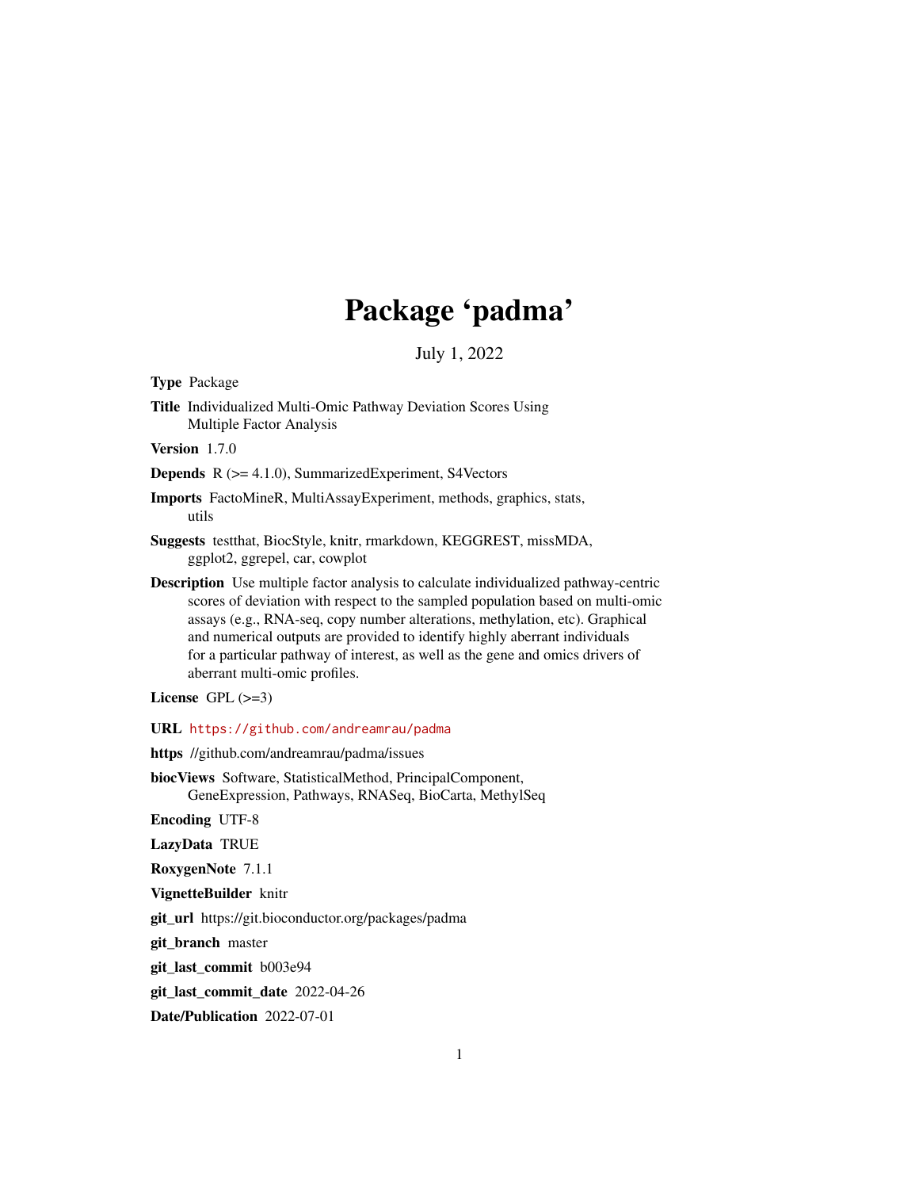# Package 'padma'

July 1, 2022

**Type** Package

**Title** Individualized Multi-Omic Pathway Deviation Scores Using Multiple Factor Analysis

**Version** 1.7.0

**Depends** R (>= 4.1.0), SummarizedExperiment, S4Vectors

**Imports** FactoMineR, MultiAssayExperiment, methods, graphics, stats, utils

**Suggests** testthat, BiocStyle, knitr, rmarkdown, KEGGREST, missMDA, ggplot2, ggrepel, car, cowplot

**Description** Use multiple factor analysis to calculate individualized pathway-centric scores of deviation with respect to the sampled population based on multi-omic assays (e.g., RNA-seq, copy number alterations, methylation, etc). Graphical and numerical outputs are provided to identify highly aberrant individuals for a particular pathway of interest, as well as the gene and omics drivers of aberrant multi-omic profiles.

**License** GPL (>=3)

**URL** https://github.com/andreamrau/padma

**https** //github.com/andreamrau/padma/issues

**biocViews** Software, StatisticalMethod, PrincipalComponent, GeneExpression, Pathways, RNASeq, BioCarta, MethylSeq

**Encoding** UTF-8

**LazyData** TRUE

**RoxygenNote** 7.1.1

**VignetteBuilder** knitr

**git_url** https://git.bioconductor.org/packages/padma

**git_branch** master

**git_last_commit** b003e94

**git_last_commit_date** 2022-04-26

**Date/Publication** 2022-07-01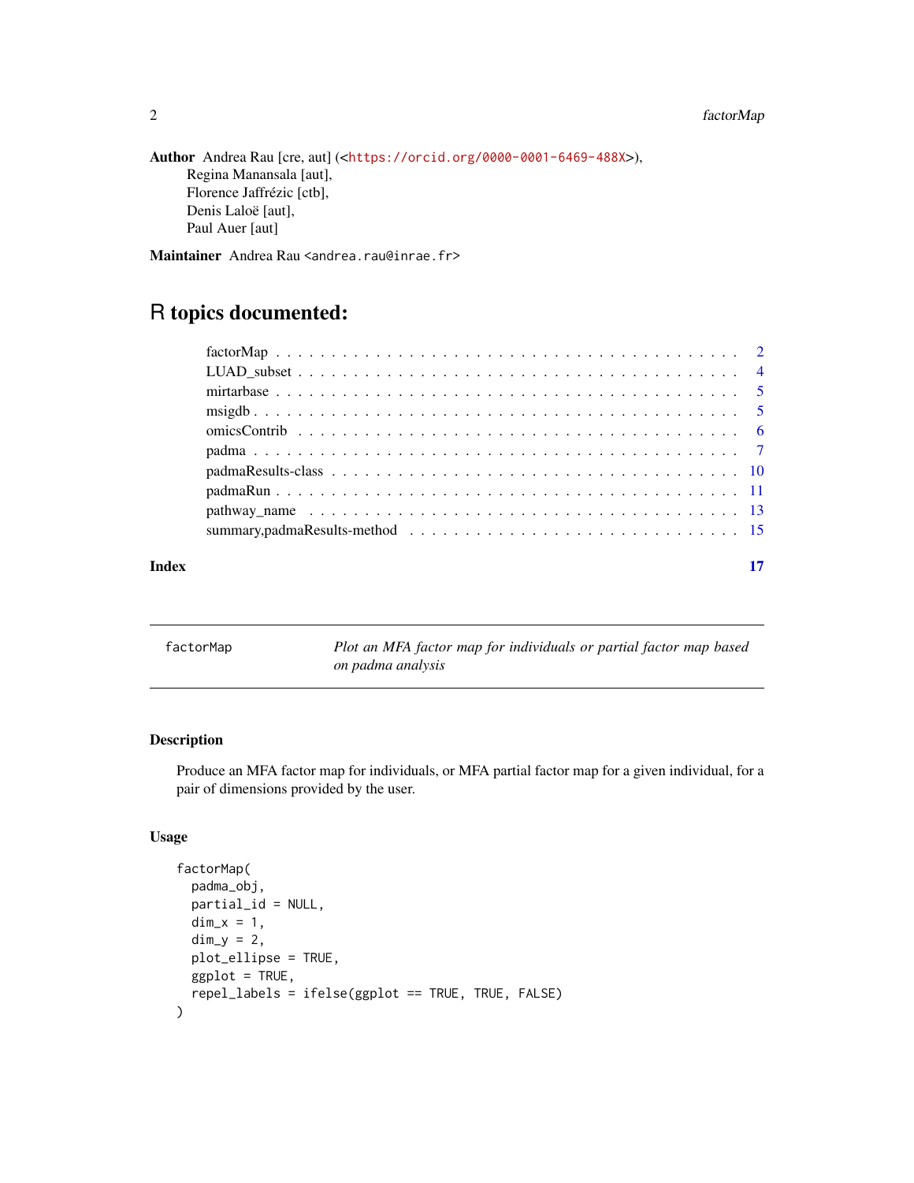**Author** Andrea Rau [cre, aut] (<https://orcid.org/0000-0001-6469-488X>),
Regina Manansala [aut],
Florence Jaffrézic [ctb],
Denis Laloë [aut],
Paul Auer [aut]

**Maintainer** Andrea Rau <andrea.rau@inrae.fr>

# R topics documented:

- factorMap . . . 2
- LUAD_subset . . . 4
- mirtarbase . . . 5
- msigdb . . . 5
- omicsContrib . . . 6
- padma . . . 7
- padmaResults-class . . . 10
- padmaRun . . . 11
- pathway_name . . . 13
- summary,padmaResults-method . . . 15

**Index** 17

---

## factorMap — *Plot an MFA factor map for individuals or partial factor map based on padma analysis*

---

### Description

Produce an MFA factor map for individuals, or MFA partial factor map for a given individual, for a pair of dimensions provided by the user.

### Usage

```
factorMap(
  padma_obj,
  partial_id = NULL,
  dim_x = 1,
  dim_y = 2,
  plot_ellipse = TRUE,
  ggplot = TRUE,
  repel_labels = ifelse(ggplot == TRUE, TRUE, FALSE)
)
```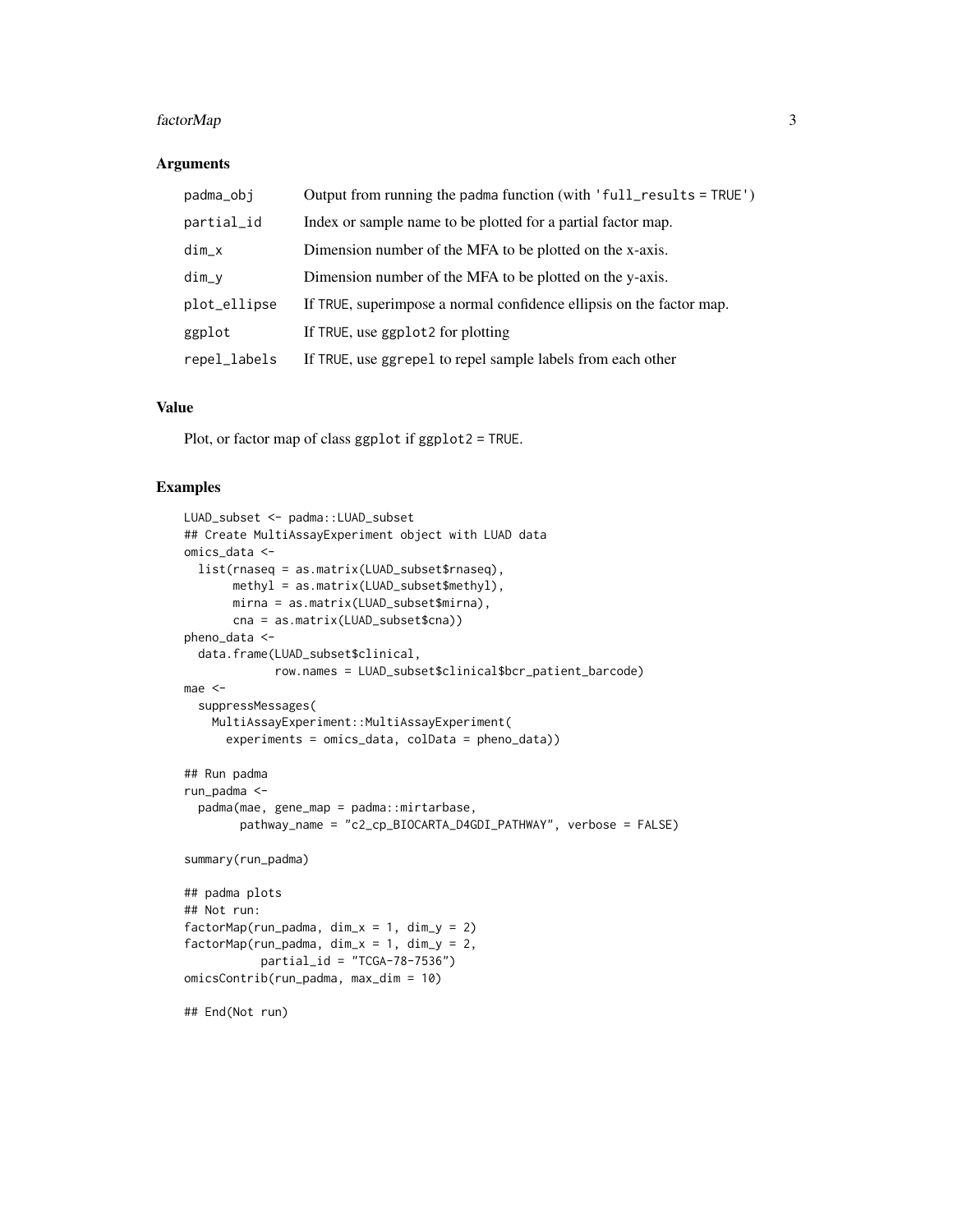## Arguments

| | |
|---|---|
| padma_obj | Output from running the padma function (with 'full_results = TRUE') |
| partial_id | Index or sample name to be plotted for a partial factor map. |
| dim_x | Dimension number of the MFA to be plotted on the x-axis. |
| dim_y | Dimension number of the MFA to be plotted on the y-axis. |
| plot_ellipse | If TRUE, superimpose a normal confidence ellipsis on the factor map. |
| ggplot | If TRUE, use ggplot2 for plotting |
| repel_labels | If TRUE, use ggrepel to repel sample labels from each other |

## Value

Plot, or factor map of class ggplot if ggplot2 = TRUE.

## Examples

```
LUAD_subset <- padma::LUAD_subset
## Create MultiAssayExperiment object with LUAD data
omics_data <-
  list(rnaseq = as.matrix(LUAD_subset$rnaseq),
       methyl = as.matrix(LUAD_subset$methyl),
       mirna = as.matrix(LUAD_subset$mirna),
       cna = as.matrix(LUAD_subset$cna))
pheno_data <-
  data.frame(LUAD_subset$clinical,
             row.names = LUAD_subset$clinical$bcr_patient_barcode)
mae <-
  suppressMessages(
    MultiAssayExperiment::MultiAssayExperiment(
      experiments = omics_data, colData = pheno_data))

## Run padma
run_padma <-
  padma(mae, gene_map = padma::mirtarbase,
        pathway_name = "c2_cp_BIOCARTA_D4GDI_PATHWAY", verbose = FALSE)

summary(run_padma)

## padma plots
## Not run:
factorMap(run_padma, dim_x = 1, dim_y = 2)
factorMap(run_padma, dim_x = 1, dim_y = 2,
          partial_id = "TCGA-78-7536")
omicsContrib(run_padma, max_dim = 10)

## End(Not run)
```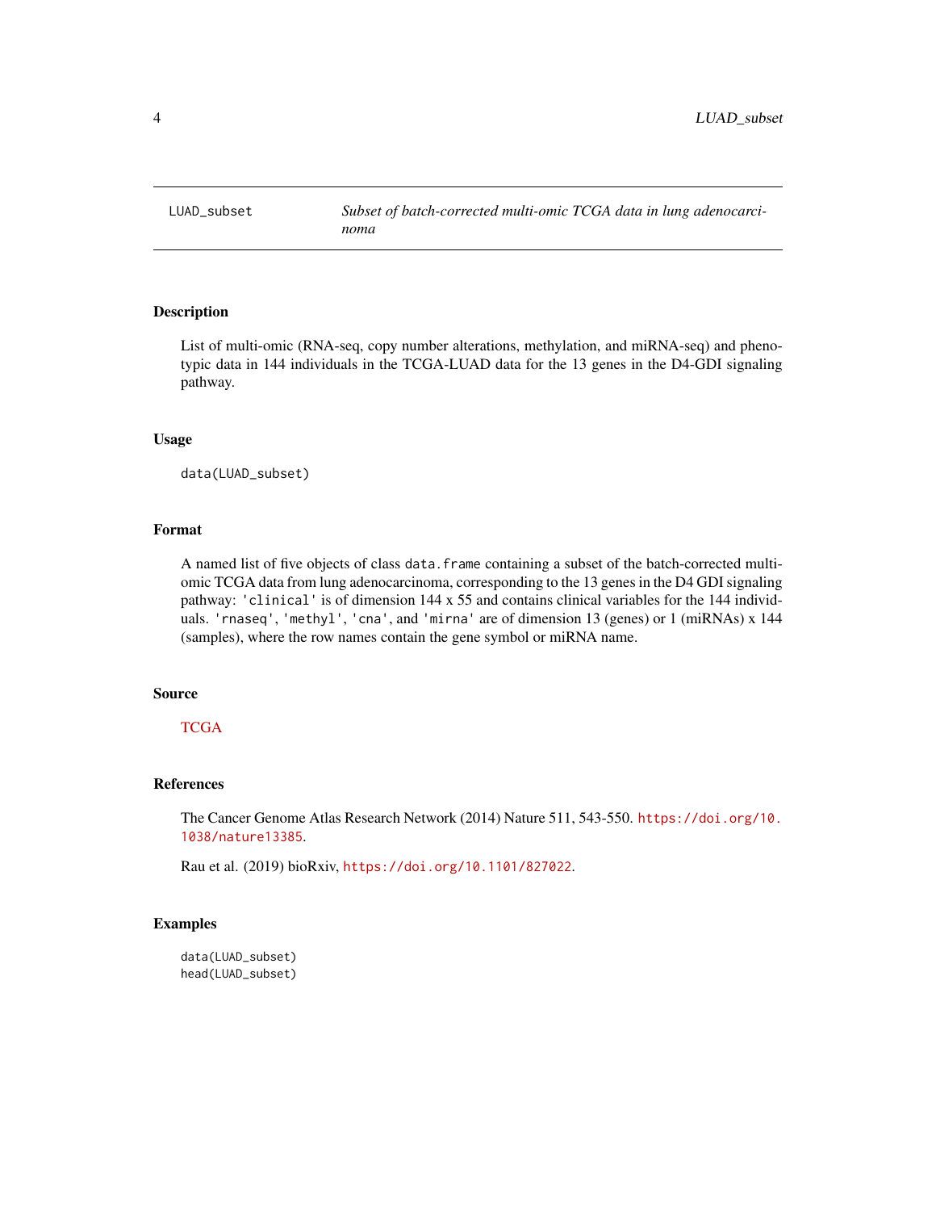# LUAD_subset

*Subset of batch-corrected multi-omic TCGA data in lung adenocarcinoma*

## Description

List of multi-omic (RNA-seq, copy number alterations, methylation, and miRNA-seq) and phenotypic data in 144 individuals in the TCGA-LUAD data for the 13 genes in the D4-GDI signaling pathway.

## Usage

```
data(LUAD_subset)
```

## Format

A named list of five objects of class `data.frame` containing a subset of the batch-corrected multi-omic TCGA data from lung adenocarcinoma, corresponding to the 13 genes in the D4 GDI signaling pathway: `'clinical'` is of dimension 144 x 55 and contains clinical variables for the 144 individuals. `'rnaseq'`, `'methyl'`, `'cna'`, and `'mirna'` are of dimension 13 (genes) or 1 (miRNAs) x 144 (samples), where the row names contain the gene symbol or miRNA name.

## Source

TCGA

## References

The Cancer Genome Atlas Research Network (2014) Nature 511, 543-550. https://doi.org/10.1038/nature13385.

Rau et al. (2019) bioRxiv, https://doi.org/10.1101/827022.

## Examples

```
data(LUAD_subset)
head(LUAD_subset)
```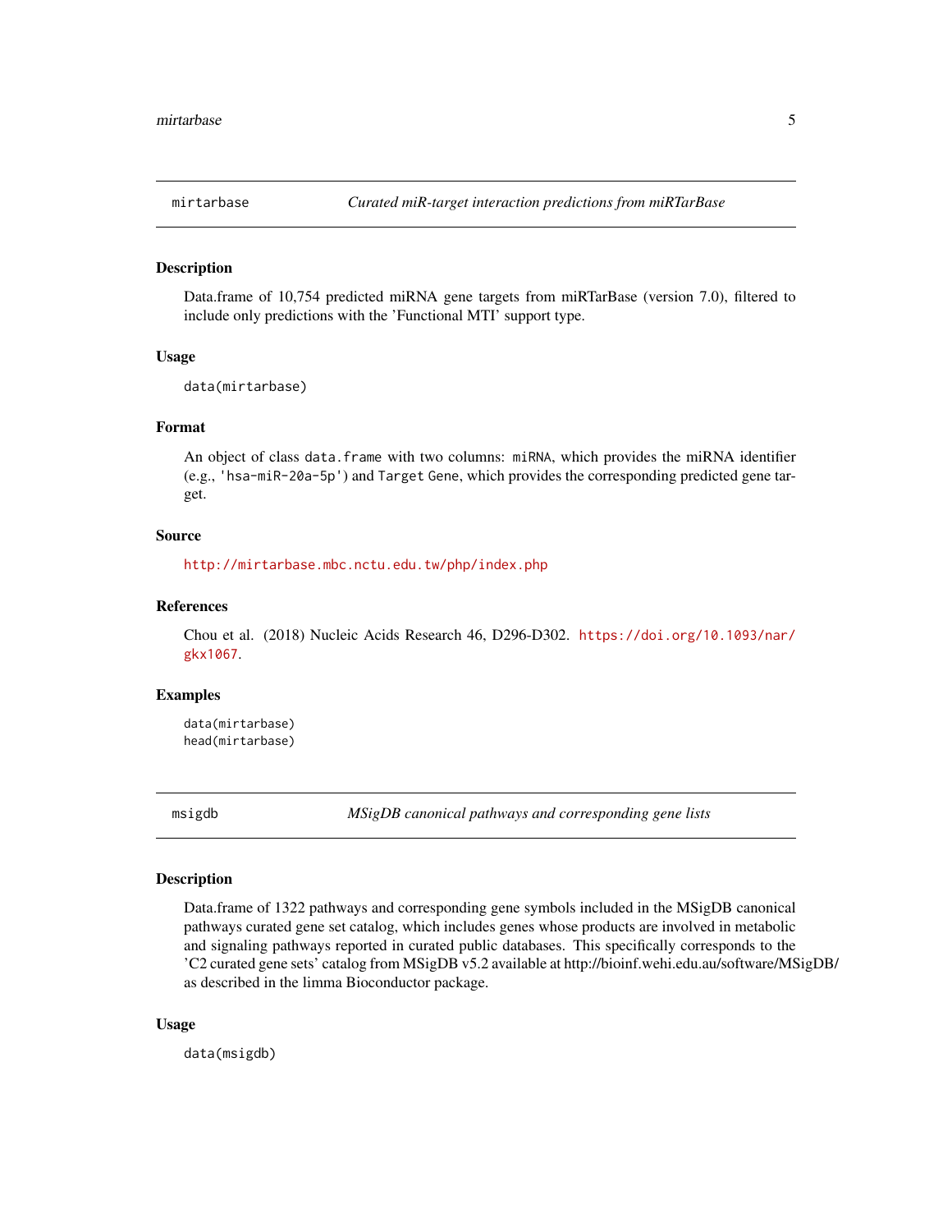## mirtarbase — *Curated miR-target interaction predictions from miRTarBase*

### Description

Data.frame of 10,754 predicted miRNA gene targets from miRTarBase (version 7.0), filtered to include only predictions with the 'Functional MTI' support type.

### Usage

```
data(mirtarbase)
```

### Format

An object of class `data.frame` with two columns: `miRNA`, which provides the miRNA identifier (e.g., `'hsa-miR-20a-5p'`) and `Target Gene`, which provides the corresponding predicted gene target.

### Source

http://mirtarbase.mbc.nctu.edu.tw/php/index.php

### References

Chou et al. (2018) Nucleic Acids Research 46, D296-D302. https://doi.org/10.1093/nar/gkx1067.

### Examples

```
data(mirtarbase)
head(mirtarbase)
```

## msigdb — *MSigDB canonical pathways and corresponding gene lists*

### Description

Data.frame of 1322 pathways and corresponding gene symbols included in the MSigDB canonical pathways curated gene set catalog, which includes genes whose products are involved in metabolic and signaling pathways reported in curated public databases. This specifically corresponds to the 'C2 curated gene sets' catalog from MSigDB v5.2 available at http://bioinf.wehi.edu.au/software/MSigDB/ as described in the limma Bioconductor package.

### Usage

```
data(msigdb)
```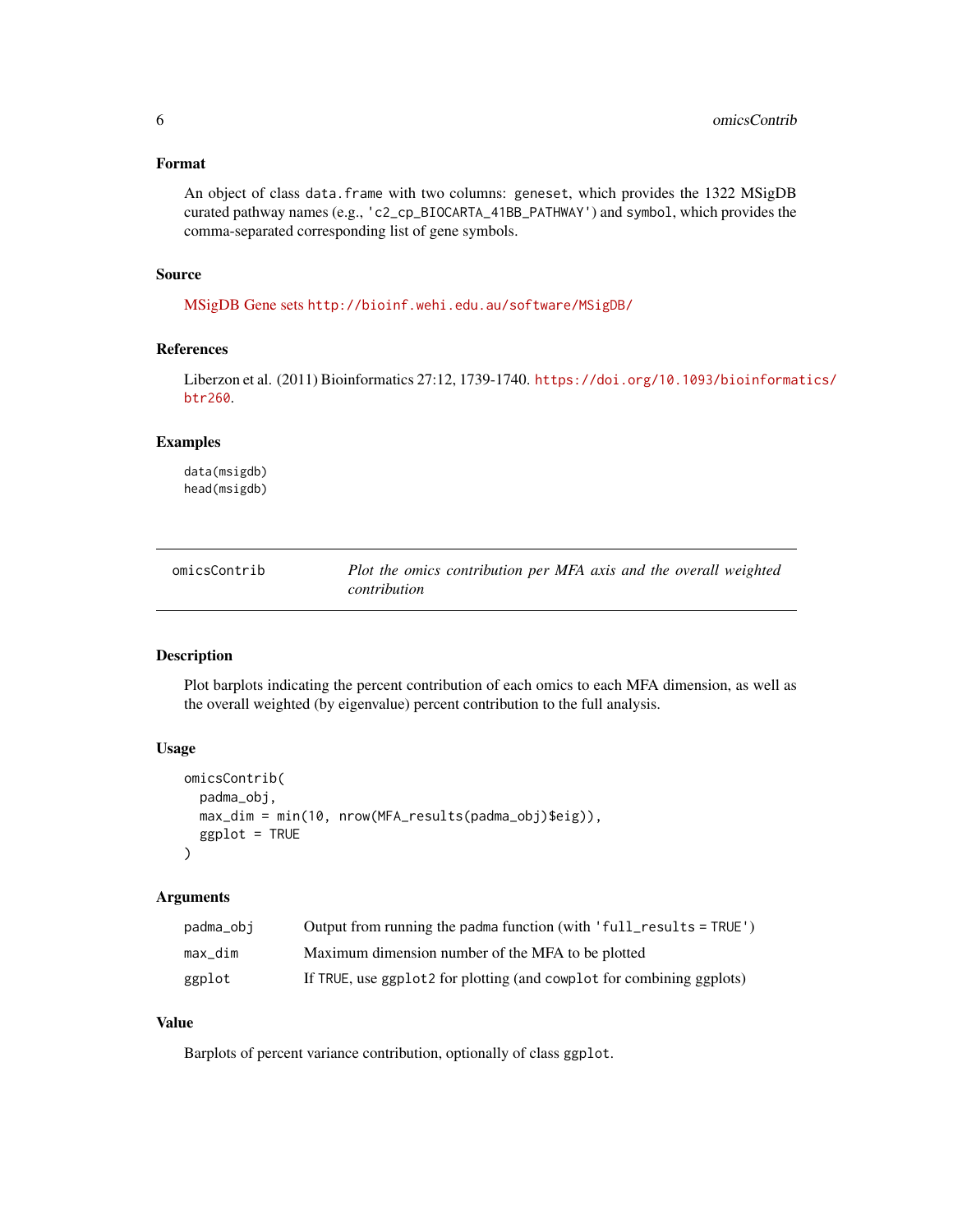### Format

An object of class `data.frame` with two columns: `geneset`, which provides the 1322 MSigDB curated pathway names (e.g., `'c2_cp_BIOCARTA_41BB_PATHWAY'`) and `symbol`, which provides the comma-separated corresponding list of gene symbols.

### Source

MSigDB Gene sets http://bioinf.wehi.edu.au/software/MSigDB/

### References

Liberzon et al. (2011) Bioinformatics 27:12, 1739-1740. https://doi.org/10.1093/bioinformatics/btr260.

### Examples

```
data(msigdb)
head(msigdb)
```

---

## omicsContrib — *Plot the omics contribution per MFA axis and the overall weighted contribution*

---

### Description

Plot barplots indicating the percent contribution of each omics to each MFA dimension, as well as the overall weighted (by eigenvalue) percent contribution to the full analysis.

### Usage

```
omicsContrib(
  padma_obj,
  max_dim = min(10, nrow(MFA_results(padma_obj)$eig)),
  ggplot = TRUE
)
```

### Arguments

| | |
|---|---|
| `padma_obj` | Output from running the `padma` function (with `'full_results = TRUE'`) |
| `max_dim` | Maximum dimension number of the MFA to be plotted |
| `ggplot` | If `TRUE`, use `ggplot2` for plotting (and `cowplot` for combining ggplots) |

### Value

Barplots of percent variance contribution, optionally of class `ggplot`.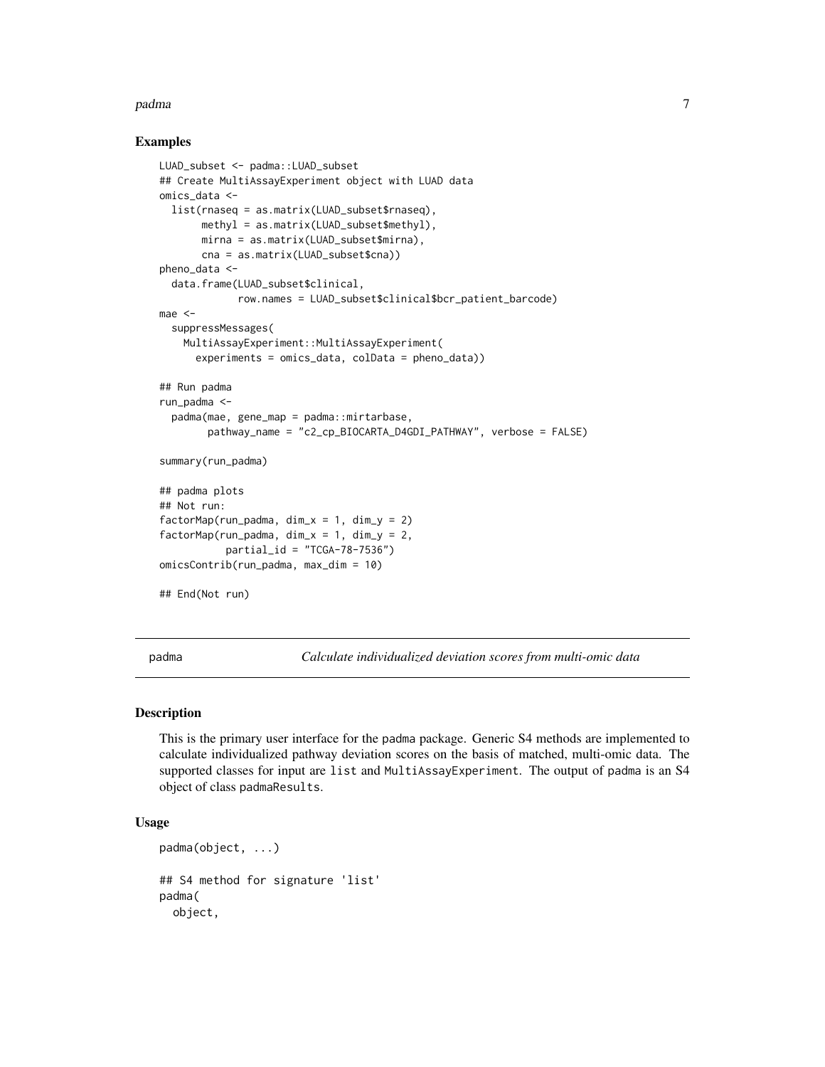### Examples

```
LUAD_subset <- padma::LUAD_subset
## Create MultiAssayExperiment object with LUAD data
omics_data <-
  list(rnaseq = as.matrix(LUAD_subset$rnaseq),
       methyl = as.matrix(LUAD_subset$methyl),
       mirna = as.matrix(LUAD_subset$mirna),
       cna = as.matrix(LUAD_subset$cna))
pheno_data <-
  data.frame(LUAD_subset$clinical,
             row.names = LUAD_subset$clinical$bcr_patient_barcode)
mae <-
  suppressMessages(
    MultiAssayExperiment::MultiAssayExperiment(
      experiments = omics_data, colData = pheno_data))

## Run padma
run_padma <-
  padma(mae, gene_map = padma::mirtarbase,
        pathway_name = "c2_cp_BIOCARTA_D4GDI_PATHWAY", verbose = FALSE)

summary(run_padma)

## padma plots
## Not run:
factorMap(run_padma, dim_x = 1, dim_y = 2)
factorMap(run_padma, dim_x = 1, dim_y = 2,
          partial_id = "TCGA-78-7536")
omicsContrib(run_padma, max_dim = 10)

## End(Not run)
```

---

padma *Calculate individualized deviation scores from multi-omic data*

---

### Description

This is the primary user interface for the padma package. Generic S4 methods are implemented to calculate individualized pathway deviation scores on the basis of matched, multi-omic data. The supported classes for input are `list` and `MultiAssayExperiment`. The output of padma is an S4 object of class `padmaResults`.

### Usage

```
padma(object, ...)

## S4 method for signature 'list'
padma(
  object,
```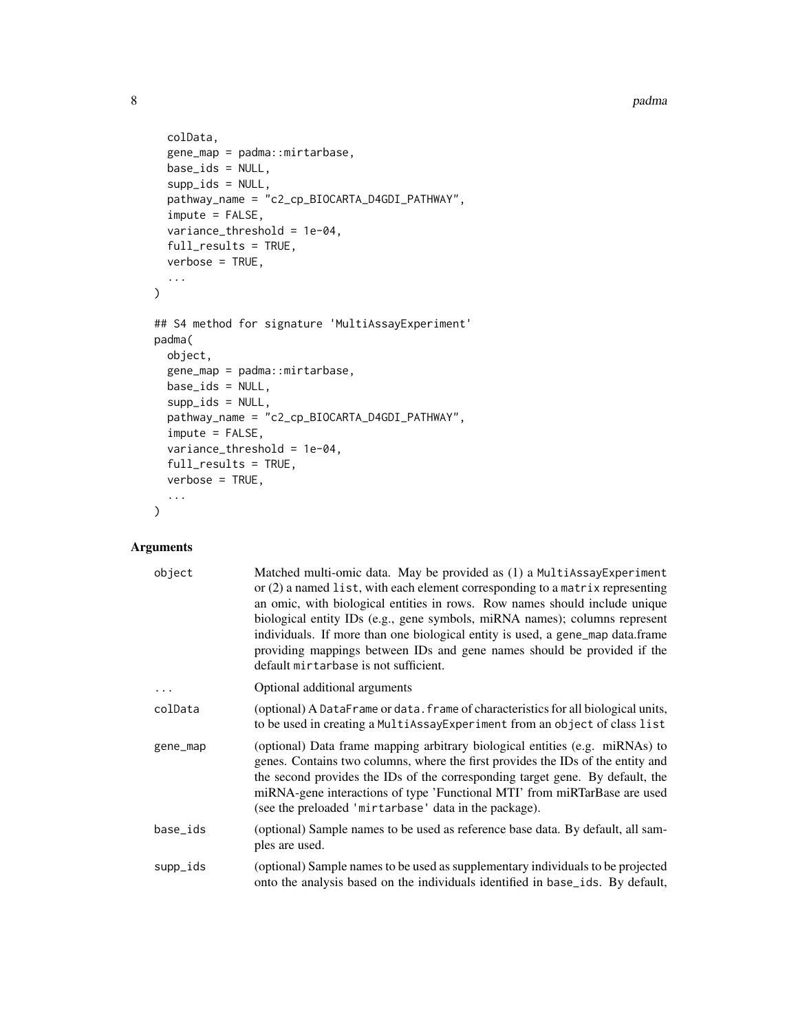```
  colData,
  gene_map = padma::mirtarbase,
  base_ids = NULL,
  supp_ids = NULL,
  pathway_name = "c2_cp_BIOCARTA_D4GDI_PATHWAY",
  impute = FALSE,
  variance_threshold = 1e-04,
  full_results = TRUE,
  verbose = TRUE,
  ...
)

## S4 method for signature 'MultiAssayExperiment'
padma(
  object,
  gene_map = padma::mirtarbase,
  base_ids = NULL,
  supp_ids = NULL,
  pathway_name = "c2_cp_BIOCARTA_D4GDI_PATHWAY",
  impute = FALSE,
  variance_threshold = 1e-04,
  full_results = TRUE,
  verbose = TRUE,
  ...
)
```

## Arguments

| | |
|---|---|
| `object` | Matched multi-omic data. May be provided as (1) a `MultiAssayExperiment` or (2) a named `list`, with each element corresponding to a `matrix` representing an omic, with biological entities in rows. Row names should include unique biological entity IDs (e.g., gene symbols, miRNA names); columns represent individuals. If more than one biological entity is used, a `gene_map` data.frame providing mappings between IDs and gene names should be provided if the default `mirtarbase` is not sufficient. |
| `...` | Optional additional arguments |
| `colData` | (optional) A `DataFrame` or `data.frame` of characteristics for all biological units, to be used in creating a `MultiAssayExperiment` from an `object` of class `list` |
| `gene_map` | (optional) Data frame mapping arbitrary biological entities (e.g. miRNAs) to genes. Contains two columns, where the first provides the IDs of the entity and the second provides the IDs of the corresponding target gene. By default, the miRNA-gene interactions of type 'Functional MTI' from miRTarBase are used (see the preloaded `'mirtarbase'` data in the package). |
| `base_ids` | (optional) Sample names to be used as reference base data. By default, all samples are used. |
| `supp_ids` | (optional) Sample names to be used as supplementary individuals to be projected onto the analysis based on the individuals identified in `base_ids`. By default, |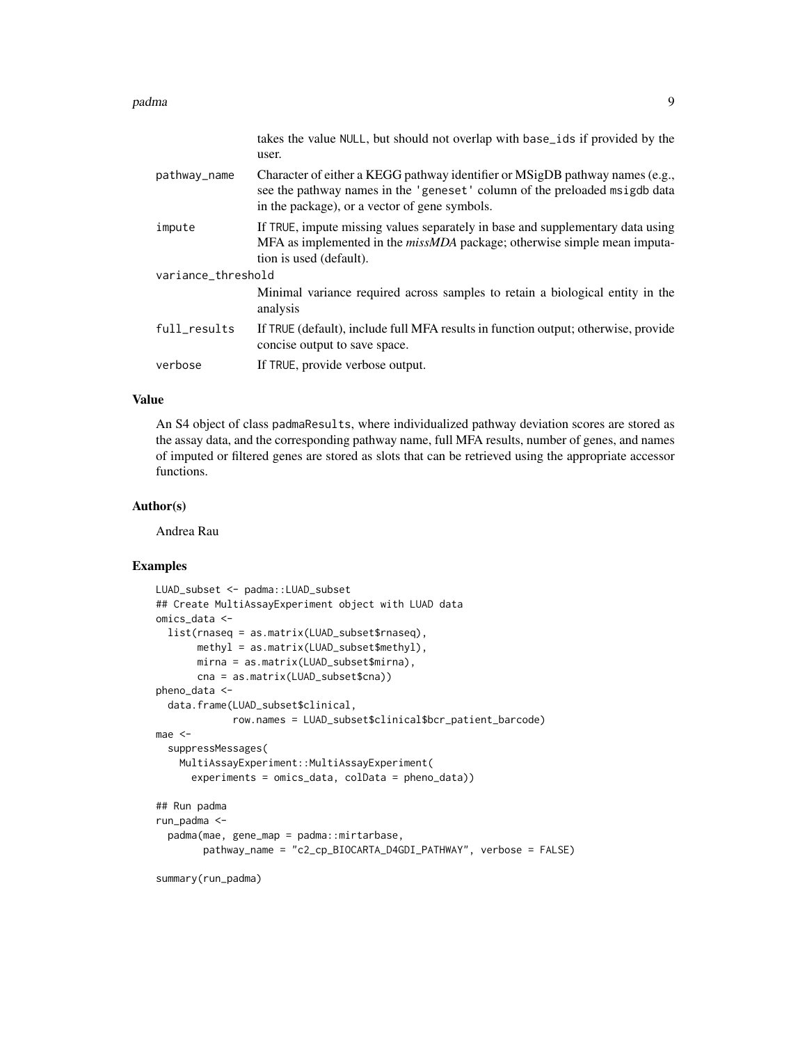| | |
|---|---|
| | takes the value NULL, but should not overlap with base_ids if provided by the user. |
| pathway_name | Character of either a KEGG pathway identifier or MSigDB pathway names (e.g., see the pathway names in the 'geneset' column of the preloaded msigdb data in the package), or a vector of gene symbols. |
| impute | If TRUE, impute missing values separately in base and supplementary data using MFA as implemented in the *missMDA* package; otherwise simple mean imputation is used (default). |
| variance_threshold | Minimal variance required across samples to retain a biological entity in the analysis |
| full_results | If TRUE (default), include full MFA results in function output; otherwise, provide concise output to save space. |
| verbose | If TRUE, provide verbose output. |

## Value

An S4 object of class padmaResults, where individualized pathway deviation scores are stored as the assay data, and the corresponding pathway name, full MFA results, number of genes, and names of imputed or filtered genes are stored as slots that can be retrieved using the appropriate accessor functions.

## Author(s)

Andrea Rau

## Examples

```
LUAD_subset <- padma::LUAD_subset
## Create MultiAssayExperiment object with LUAD data
omics_data <-
  list(rnaseq = as.matrix(LUAD_subset$rnaseq),
       methyl = as.matrix(LUAD_subset$methyl),
       mirna = as.matrix(LUAD_subset$mirna),
       cna = as.matrix(LUAD_subset$cna))
pheno_data <-
  data.frame(LUAD_subset$clinical,
             row.names = LUAD_subset$clinical$bcr_patient_barcode)
mae <-
  suppressMessages(
    MultiAssayExperiment::MultiAssayExperiment(
      experiments = omics_data, colData = pheno_data))

## Run padma
run_padma <-
  padma(mae, gene_map = padma::mirtarbase,
        pathway_name = "c2_cp_BIOCARTA_D4GDI_PATHWAY", verbose = FALSE)

summary(run_padma)
```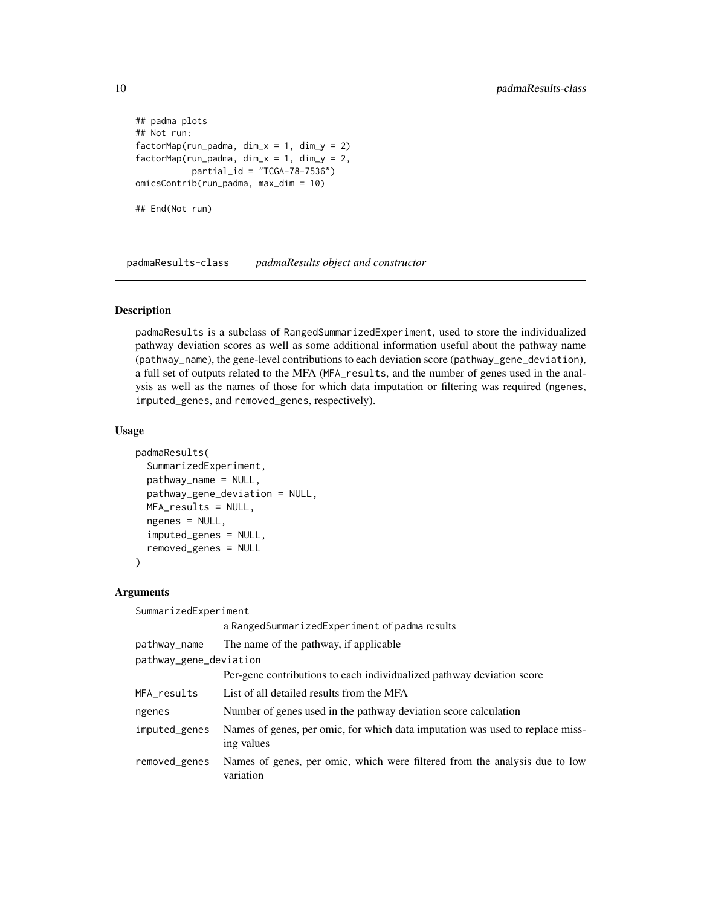```
## padma plots
## Not run:
factorMap(run_padma, dim_x = 1, dim_y = 2)
factorMap(run_padma, dim_x = 1, dim_y = 2,
          partial_id = "TCGA-78-7536")
omicsContrib(run_padma, max_dim = 10)

## End(Not run)
```

## padmaResults-class    *padmaResults object and constructor*

### Description

padmaResults is a subclass of RangedSummarizedExperiment, used to store the individualized pathway deviation scores as well as some additional information useful about the pathway name (pathway_name), the gene-level contributions to each deviation score (pathway_gene_deviation), a full set of outputs related to the MFA (MFA_results, and the number of genes used in the analysis as well as the names of those for which data imputation or filtering was required (ngenes, imputed_genes, and removed_genes, respectively).

### Usage

```
padmaResults(
  SummarizedExperiment,
  pathway_name = NULL,
  pathway_gene_deviation = NULL,
  MFA_results = NULL,
  ngenes = NULL,
  imputed_genes = NULL,
  removed_genes = NULL
)
```

### Arguments

| | |
|---|---|
| SummarizedExperiment | a RangedSummarizedExperiment of padma results |
| pathway_name | The name of the pathway, if applicable |
| pathway_gene_deviation | Per-gene contributions to each individualized pathway deviation score |
| MFA_results | List of all detailed results from the MFA |
| ngenes | Number of genes used in the pathway deviation score calculation |
| imputed_genes | Names of genes, per omic, for which data imputation was used to replace missing values |
| removed_genes | Names of genes, per omic, which were filtered from the analysis due to low variation |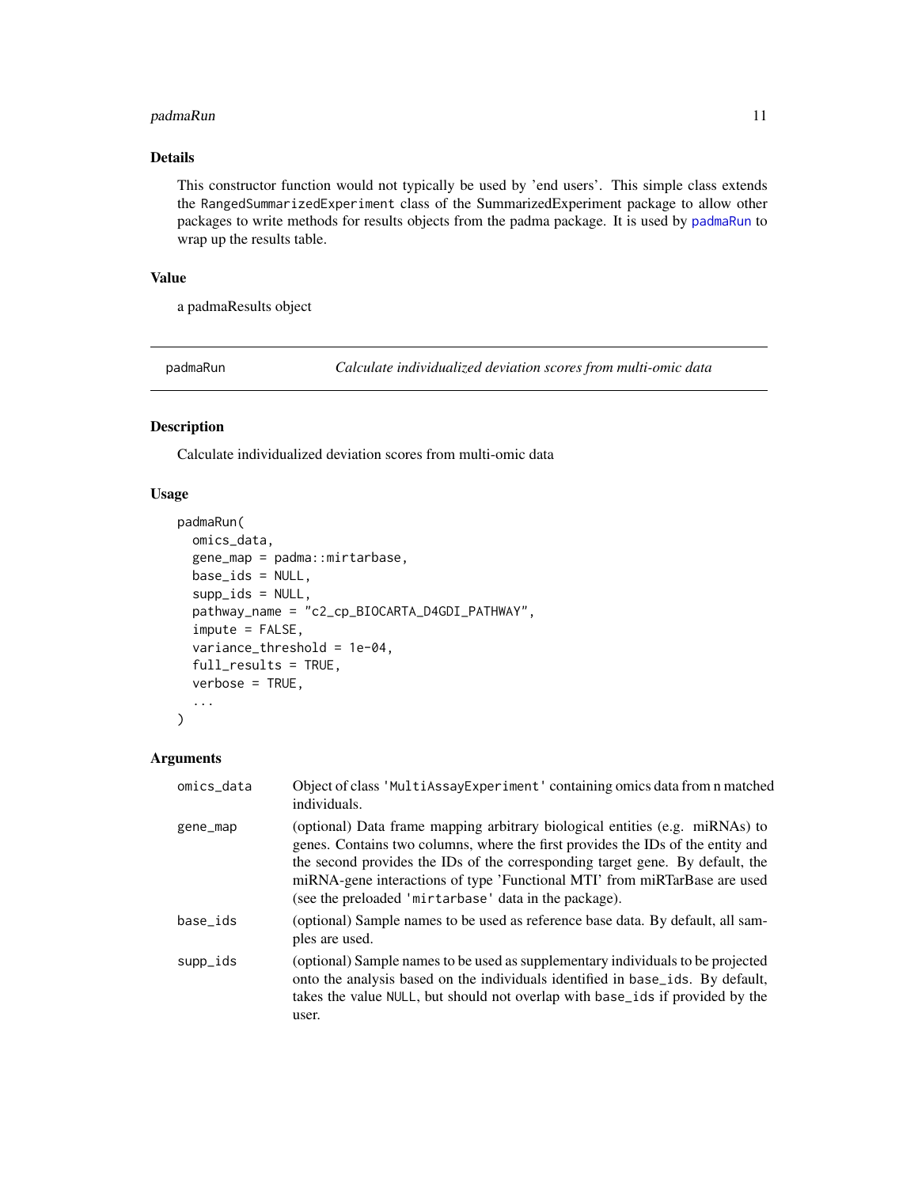## Details

This constructor function would not typically be used by 'end users'. This simple class extends the RangedSummarizedExperiment class of the SummarizedExperiment package to allow other packages to write methods for results objects from the padma package. It is used by padmaRun to wrap up the results table.

## Value

a padmaResults object

---

padmaRun — *Calculate individualized deviation scores from multi-omic data*

---

## Description

Calculate individualized deviation scores from multi-omic data

## Usage

```
padmaRun(
  omics_data,
  gene_map = padma::mirtarbase,
  base_ids = NULL,
  supp_ids = NULL,
  pathway_name = "c2_cp_BIOCARTA_D4GDI_PATHWAY",
  impute = FALSE,
  variance_threshold = 1e-04,
  full_results = TRUE,
  verbose = TRUE,
  ...
)
```

## Arguments

| | |
|---|---|
| omics_data | Object of class 'MultiAssayExperiment' containing omics data from n matched individuals. |
| gene_map | (optional) Data frame mapping arbitrary biological entities (e.g. miRNAs) to genes. Contains two columns, where the first provides the IDs of the entity and the second provides the IDs of the corresponding target gene. By default, the miRNA-gene interactions of type 'Functional MTI' from miRTarBase are used (see the preloaded 'mirtarbase' data in the package). |
| base_ids | (optional) Sample names to be used as reference base data. By default, all samples are used. |
| supp_ids | (optional) Sample names to be used as supplementary individuals to be projected onto the analysis based on the individuals identified in base_ids. By default, takes the value NULL, but should not overlap with base_ids if provided by the user. |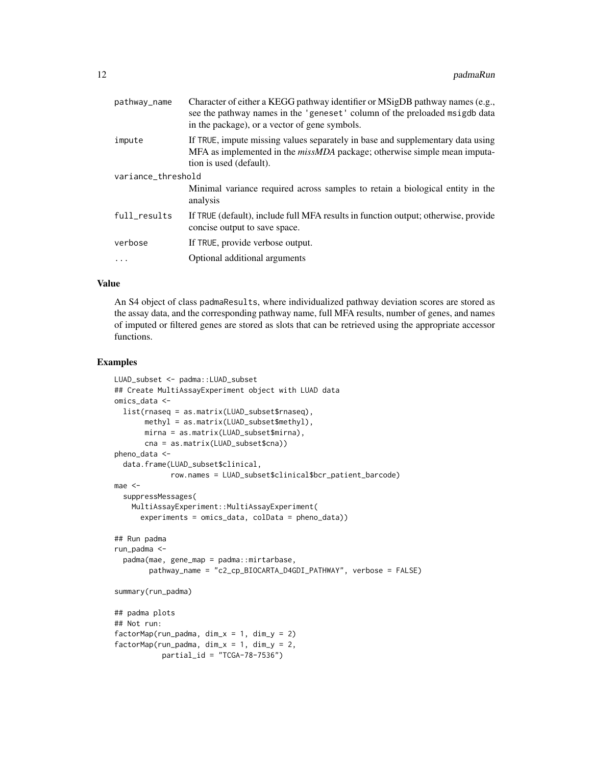| | |
|---|---|
| pathway_name | Character of either a KEGG pathway identifier or MSigDB pathway names (e.g., see the pathway names in the 'geneset' column of the preloaded msigdb data in the package), or a vector of gene symbols. |
| impute | If TRUE, impute missing values separately in base and supplementary data using MFA as implemented in the *missMDA* package; otherwise simple mean imputation is used (default). |
| variance_threshold | Minimal variance required across samples to retain a biological entity in the analysis |
| full_results | If TRUE (default), include full MFA results in function output; otherwise, provide concise output to save space. |
| verbose | If TRUE, provide verbose output. |
| ... | Optional additional arguments |

## Value

An S4 object of class padmaResults, where individualized pathway deviation scores are stored as the assay data, and the corresponding pathway name, full MFA results, number of genes, and names of imputed or filtered genes are stored as slots that can be retrieved using the appropriate accessor functions.

## Examples

```
LUAD_subset <- padma::LUAD_subset
## Create MultiAssayExperiment object with LUAD data
omics_data <-
  list(rnaseq = as.matrix(LUAD_subset$rnaseq),
       methyl = as.matrix(LUAD_subset$methyl),
       mirna = as.matrix(LUAD_subset$mirna),
       cna = as.matrix(LUAD_subset$cna))
pheno_data <-
  data.frame(LUAD_subset$clinical,
             row.names = LUAD_subset$clinical$bcr_patient_barcode)
mae <-
  suppressMessages(
    MultiAssayExperiment::MultiAssayExperiment(
      experiments = omics_data, colData = pheno_data))

## Run padma
run_padma <-
  padma(mae, gene_map = padma::mirtarbase,
        pathway_name = "c2_cp_BIOCARTA_D4GDI_PATHWAY", verbose = FALSE)

summary(run_padma)

## padma plots
## Not run:
factorMap(run_padma, dim_x = 1, dim_y = 2)
factorMap(run_padma, dim_x = 1, dim_y = 2,
          partial_id = "TCGA-78-7536")
```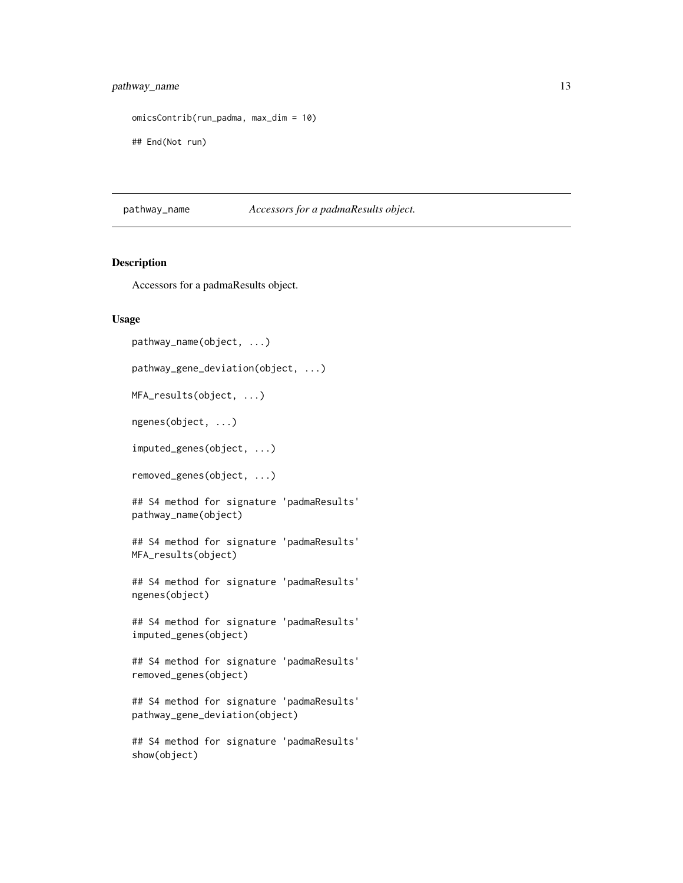```
omicsContrib(run_padma, max_dim = 10)

## End(Not run)
```

## pathway_name *Accessors for a padmaResults object.*

### Description

Accessors for a padmaResults object.

### Usage

```
pathway_name(object, ...)

pathway_gene_deviation(object, ...)

MFA_results(object, ...)

ngenes(object, ...)

imputed_genes(object, ...)

removed_genes(object, ...)

## S4 method for signature 'padmaResults'
pathway_name(object)

## S4 method for signature 'padmaResults'
MFA_results(object)

## S4 method for signature 'padmaResults'
ngenes(object)

## S4 method for signature 'padmaResults'
imputed_genes(object)

## S4 method for signature 'padmaResults'
removed_genes(object)

## S4 method for signature 'padmaResults'
pathway_gene_deviation(object)

## S4 method for signature 'padmaResults'
show(object)
```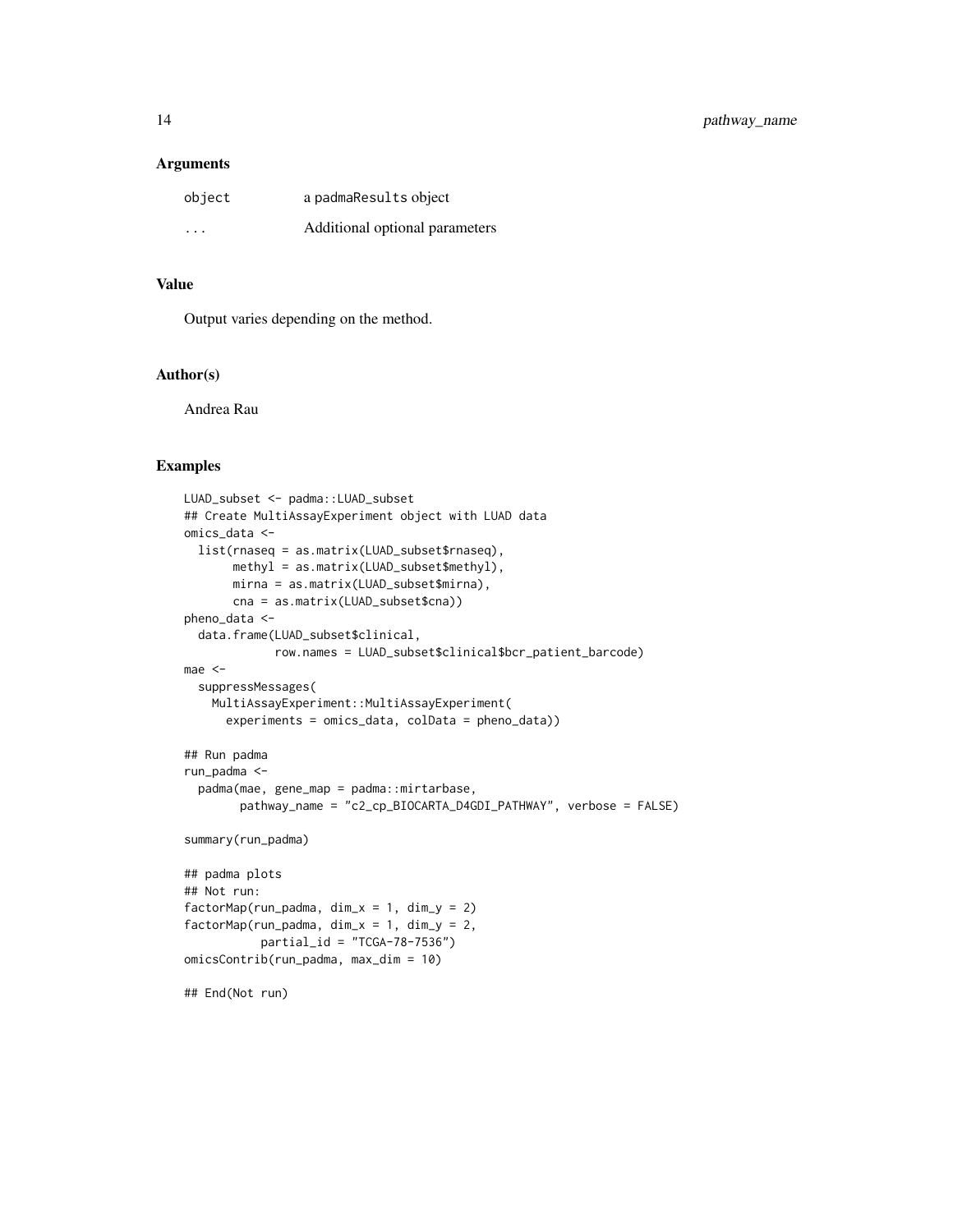### Arguments

| | |
|---|---|
| object | a padmaResults object |
| ... | Additional optional parameters |

### Value

Output varies depending on the method.

### Author(s)

Andrea Rau

### Examples

```
LUAD_subset <- padma::LUAD_subset
## Create MultiAssayExperiment object with LUAD data
omics_data <-
  list(rnaseq = as.matrix(LUAD_subset$rnaseq),
       methyl = as.matrix(LUAD_subset$methyl),
       mirna = as.matrix(LUAD_subset$mirna),
       cna = as.matrix(LUAD_subset$cna))
pheno_data <-
  data.frame(LUAD_subset$clinical,
             row.names = LUAD_subset$clinical$bcr_patient_barcode)
mae <-
  suppressMessages(
    MultiAssayExperiment::MultiAssayExperiment(
      experiments = omics_data, colData = pheno_data))

## Run padma
run_padma <-
  padma(mae, gene_map = padma::mirtarbase,
        pathway_name = "c2_cp_BIOCARTA_D4GDI_PATHWAY", verbose = FALSE)

summary(run_padma)

## padma plots
## Not run:
factorMap(run_padma, dim_x = 1, dim_y = 2)
factorMap(run_padma, dim_x = 1, dim_y = 2,
          partial_id = "TCGA-78-7536")
omicsContrib(run_padma, max_dim = 10)

## End(Not run)
```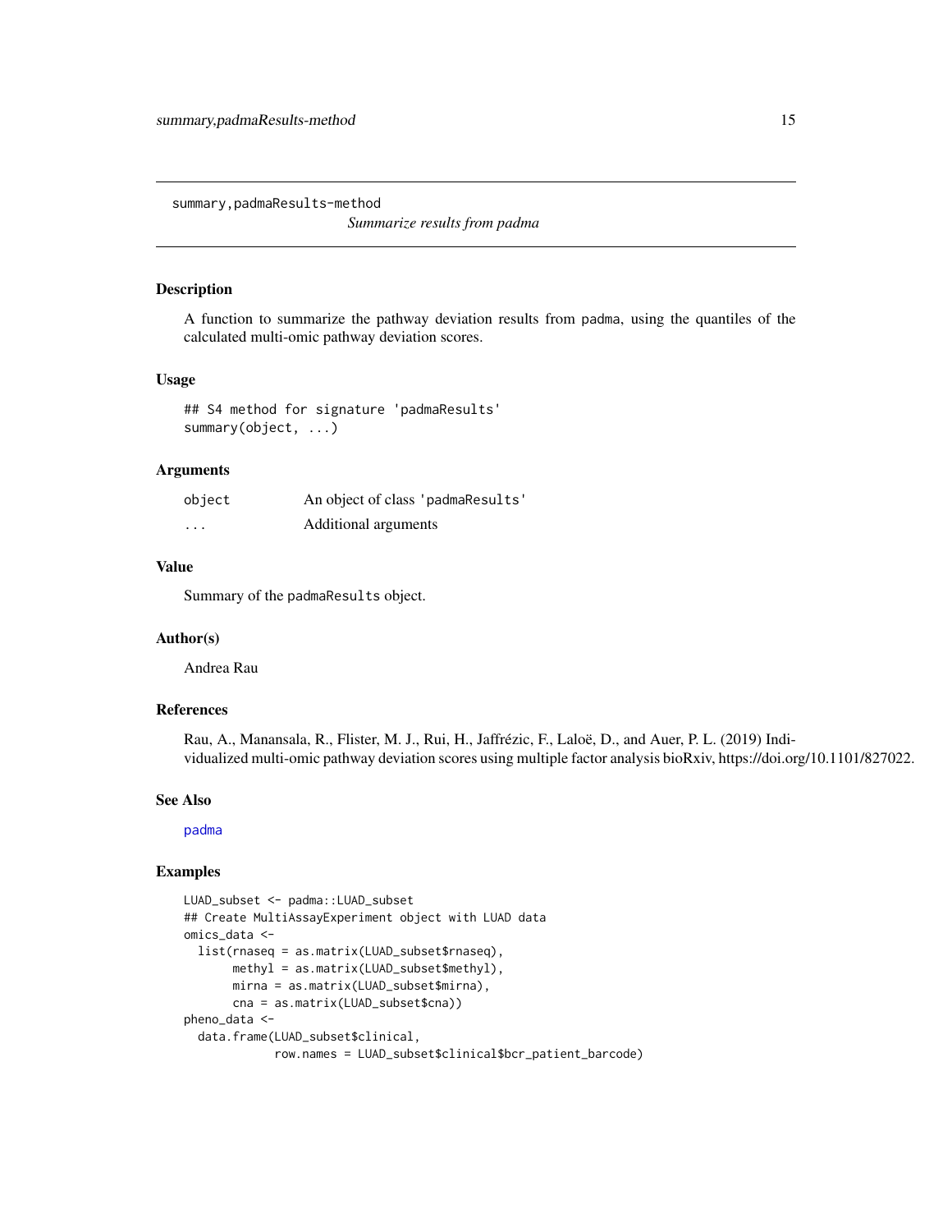# summary,padmaResults-method

*Summarize results from padma*

## Description

A function to summarize the pathway deviation results from padma, using the quantiles of the calculated multi-omic pathway deviation scores.

## Usage

```
## S4 method for signature 'padmaResults'
summary(object, ...)
```

## Arguments

| | |
|---|---|
| object | An object of class 'padmaResults' |
| ... | Additional arguments |

## Value

Summary of the padmaResults object.

## Author(s)

Andrea Rau

## References

Rau, A., Manansala, R., Flister, M. J., Rui, H., Jaffrézic, F., Laloë, D., and Auer, P. L. (2019) Individualized multi-omic pathway deviation scores using multiple factor analysis bioRxiv, https://doi.org/10.1101/827022.

## See Also

padma

## Examples

```
LUAD_subset <- padma::LUAD_subset
## Create MultiAssayExperiment object with LUAD data
omics_data <-
  list(rnaseq = as.matrix(LUAD_subset$rnaseq),
       methyl = as.matrix(LUAD_subset$methyl),
       mirna = as.matrix(LUAD_subset$mirna),
       cna = as.matrix(LUAD_subset$cna))
pheno_data <-
  data.frame(LUAD_subset$clinical,
             row.names = LUAD_subset$clinical$bcr_patient_barcode)
```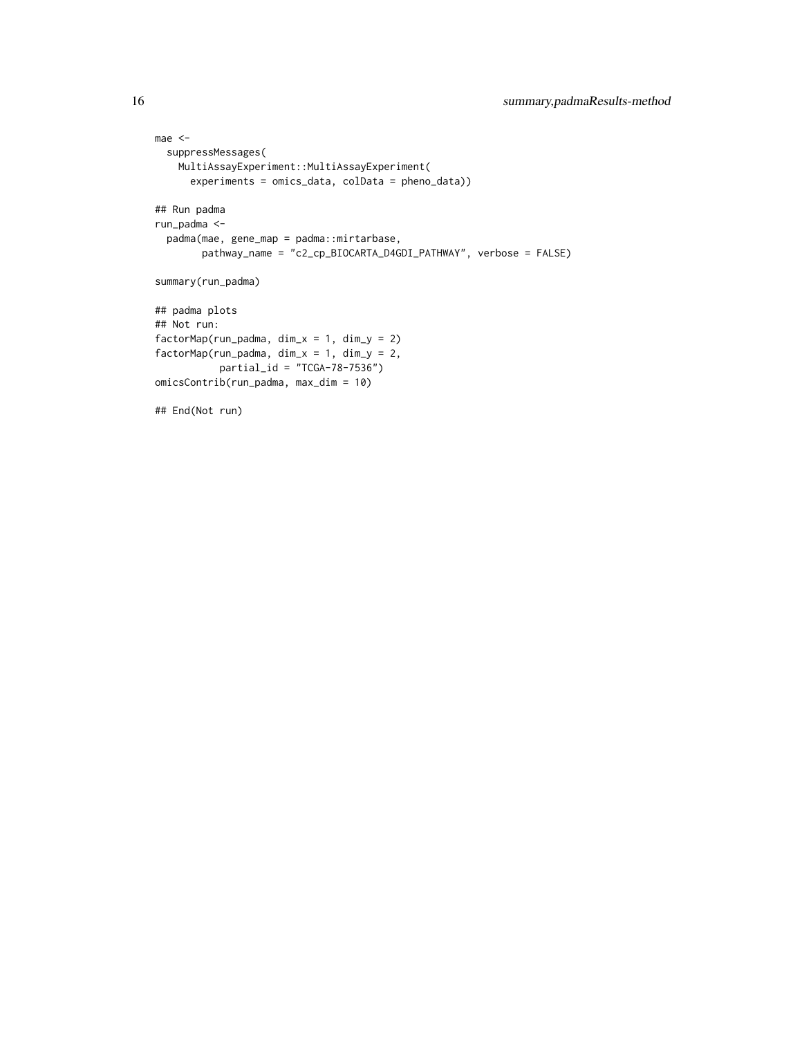```
mae <-
  suppressMessages(
    MultiAssayExperiment::MultiAssayExperiment(
      experiments = omics_data, colData = pheno_data))

## Run padma
run_padma <-
  padma(mae, gene_map = padma::mirtarbase,
        pathway_name = "c2_cp_BIOCARTA_D4GDI_PATHWAY", verbose = FALSE)

summary(run_padma)

## padma plots
## Not run:
factorMap(run_padma, dim_x = 1, dim_y = 2)
factorMap(run_padma, dim_x = 1, dim_y = 2,
          partial_id = "TCGA-78-7536")
omicsContrib(run_padma, max_dim = 10)

## End(Not run)
```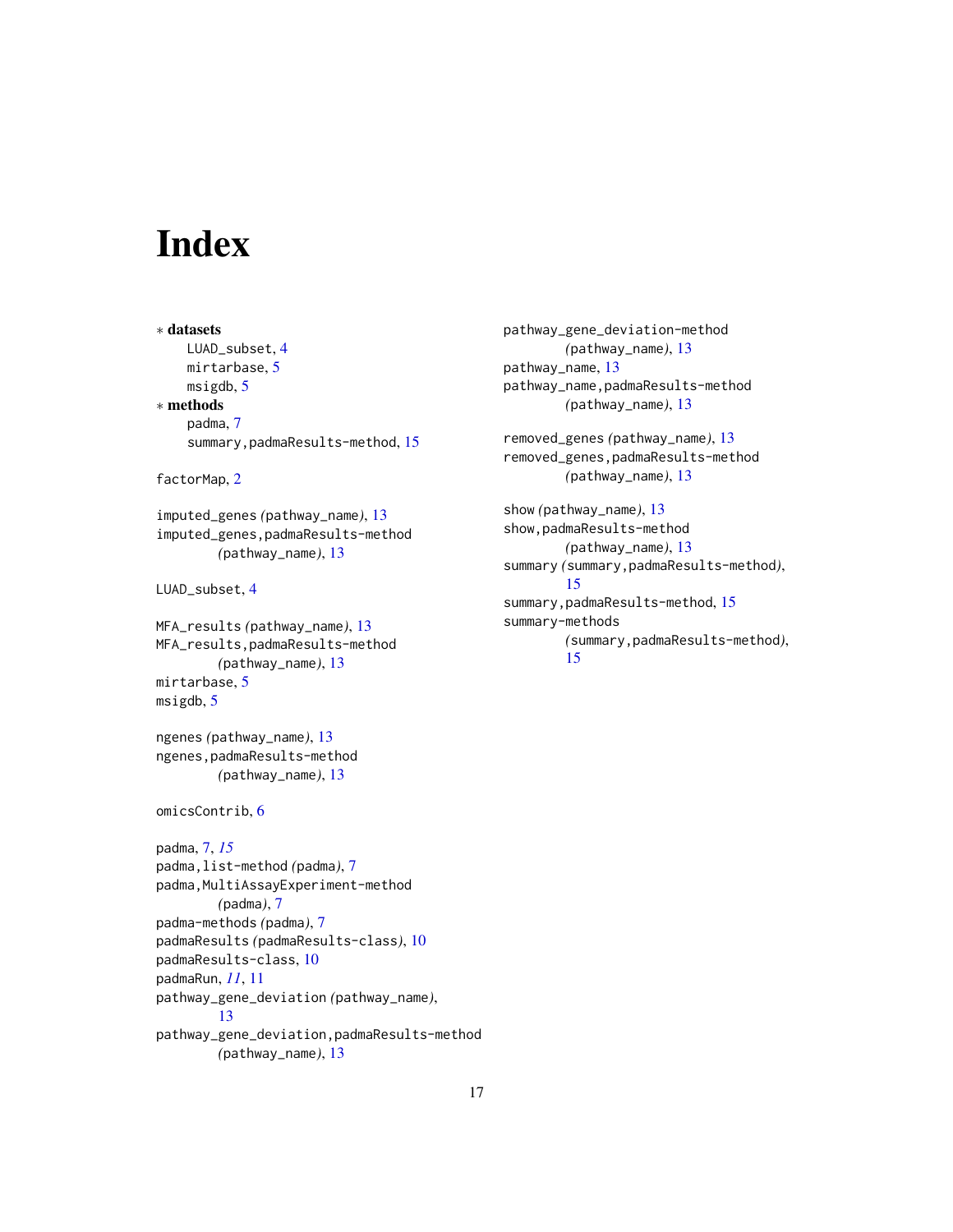# Index

∗ **datasets**
- LUAD_subset, 4
- mirtarbase, 5
- msigdb, 5

∗ **methods**
- padma, 7
- summary,padmaResults-method, 15

factorMap, 2

imputed_genes *(*pathway_name*)*, 13
imputed_genes,padmaResults-method *(*pathway_name*)*, 13

LUAD_subset, 4

MFA_results *(*pathway_name*)*, 13
MFA_results,padmaResults-method *(*pathway_name*)*, 13
mirtarbase, 5
msigdb, 5

ngenes *(*pathway_name*)*, 13
ngenes,padmaResults-method *(*pathway_name*)*, 13

omicsContrib, 6

padma, 7, *15*
padma,list-method *(*padma*)*, 7
padma,MultiAssayExperiment-method *(*padma*)*, 7
padma-methods *(*padma*)*, 7
padmaResults *(*padmaResults-class*)*, 10
padmaResults-class, 10
padmaRun, *11*, 11
pathway_gene_deviation *(*pathway_name*)*, 13
pathway_gene_deviation,padmaResults-method *(*pathway_name*)*, 13
pathway_gene_deviation-method *(*pathway_name*)*, 13
pathway_name, 13
pathway_name,padmaResults-method *(*pathway_name*)*, 13

removed_genes *(*pathway_name*)*, 13
removed_genes,padmaResults-method *(*pathway_name*)*, 13

show *(*pathway_name*)*, 13
show,padmaResults-method *(*pathway_name*)*, 13
summary *(*summary,padmaResults-method*)*, 15
summary,padmaResults-method, 15
summary-methods *(*summary,padmaResults-method*)*, 15